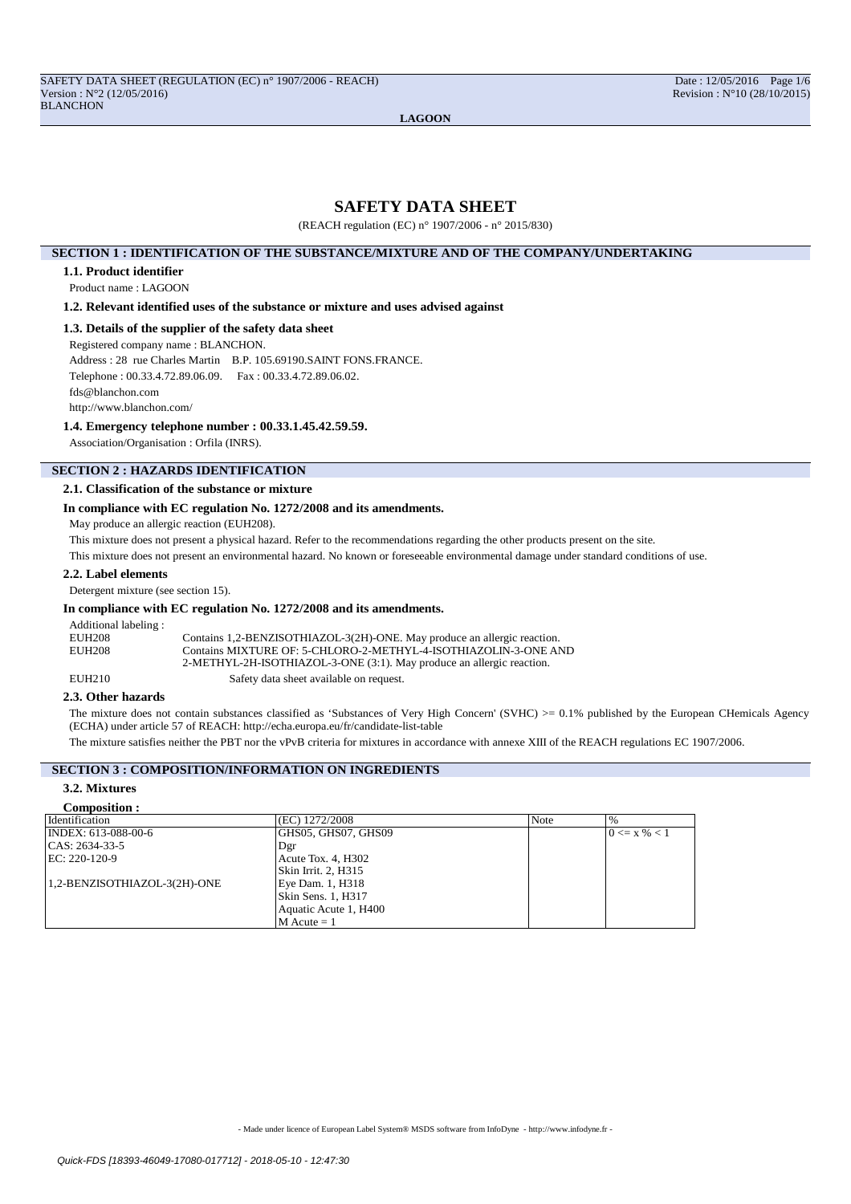# SAFETY DATA SHEET

(REACH regulation (EC) n° 1907/2006 - n° 2015/830)

## SECTION 1 : IDENTIFICATION OF THE SUBSTANCE/MIXTURE AND OF THE COMPANY/UNDERTAKING

### 1.1. Product identifier

Product name : LAGOON

### 1.2. Relevant identified uses of the substance or mixture and uses advised against

### 1.3. Details of the supplier of the safety data sheet

Registered company name : BLANCHON.

Address : 28 rue Charles Martin B.P. 105.69190.SAINT FONS.FRANCE.

Telephone : 00.33.4.72.89.06.09. Fax : 00.33.4.72.89.06.02.

fds@blanchon.com

http://www.blanchon.com/

### 1.4. Emergency telephone number : 00.33.1.45.42.59.59.

Association/Organisation : Orfila (INRS).

## SECTION 2 : HAZARDS IDENTIFICATION

### 2.1. Classification of the substance or mixture

**In compliance with EC regulation No. 1272/2008 and its amendments.**

May produce an allergic reaction (EUH208).

This mixture does not present a physical hazard. Refer to the recommendations regarding the other products present on the site.

This mixture does not present an environmental hazard. No known or foreseeable environmental damage under standard conditions of use.

### 2.2. Label elements

Detergent mixture (see section 15).

**In compliance with EC regulation No. 1272/2008 and its amendments.**

Additional labeling :

EUH208 Contains 1,2-BENZISOTHIAZOL-3(2H)-ONE. May produce an allergic reaction.

EUH208 Contains MIXTURE OF: 5-CHLORO-2-METHYL-4-ISOTHIAZOLIN-3-ONE AND 2-METHYL-2H-ISOTHIAZOL-3-ONE (3:1). May produce an allergic reaction.

EUH210 Safety data sheet available on request.

### 2.3. Other hazards

The mixture does not contain substances classified as 'Substances of Very High Concern' (SVHC) >= 0.1% published by the European CHemicals Agency (ECHA) under article 57 of REACH: http://echa.europa.eu/fr/candidate-list-table

The mixture satisfies neither the PBT nor the vPvB criteria for mixtures in accordance with annexe XIII of the REACH regulations EC 1907/2006.

## SECTION 3 : COMPOSITION/INFORMATION ON INGREDIENTS

### 3.2. Mixtures

**Composition :**

| Identification | (EC) 1272/2008 | Note | % |
|---|---|---|---|
| INDEX: 613-088-00-6<br>CAS: 2634-33-5<br>EC: 220-120-9<br><br>1,2-BENZISOTHIAZOL-3(2H)-ONE | GHS05, GHS07, GHS09<br>Dgr<br>Acute Tox. 4, H302<br>Skin Irrit. 2, H315<br>Eye Dam. 1, H318<br>Skin Sens. 1, H317<br>Aquatic Acute 1, H400<br>M Acute = 1 | | 0 <= x % < 1 |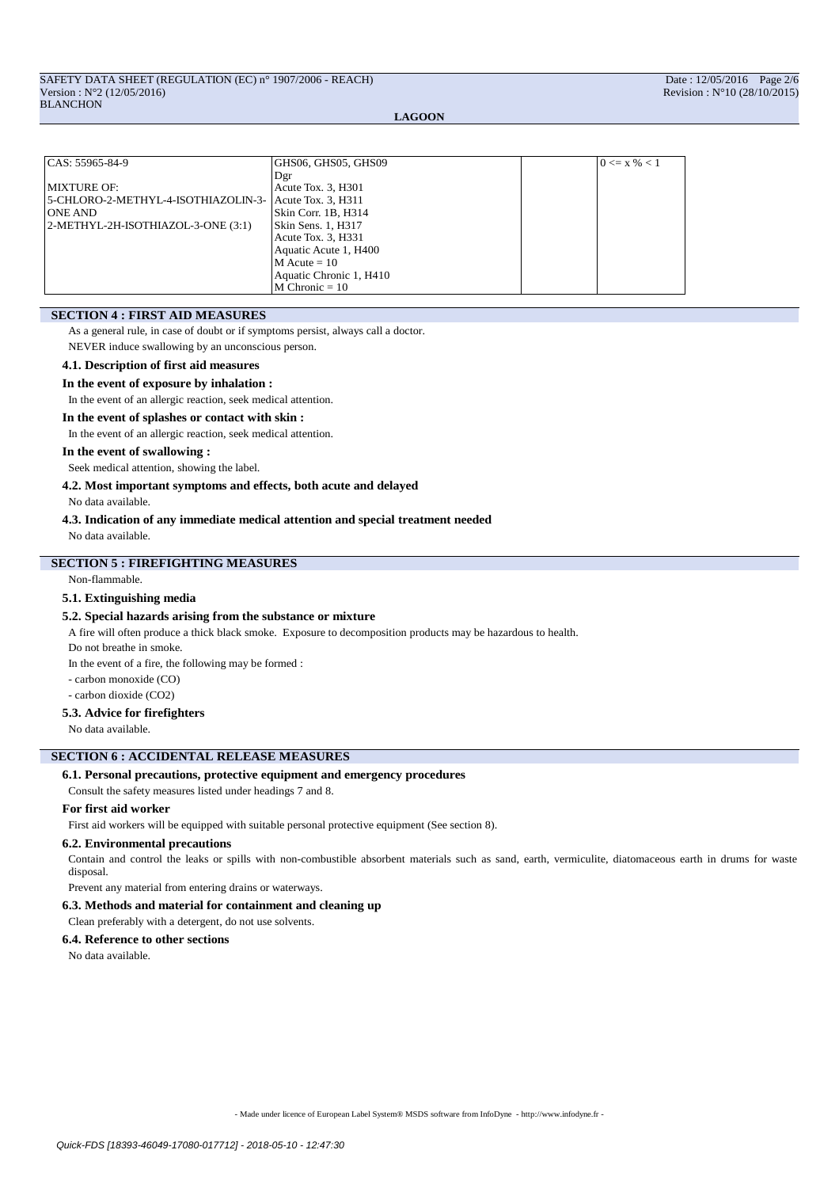| | | | |
|---|---|---|---|
| CAS: 55965-84-9<br><br>MIXTURE OF:<br>5-CHLORO-2-METHYL-4-ISOTHIAZOLIN-3-ONE AND<br>2-METHYL-2H-ISOTHIAZOL-3-ONE (3:1) | GHS06, GHS05, GHS09<br>Dgr<br>Acute Tox. 3, H301<br>Acute Tox. 3, H311<br>Skin Corr. 1B, H314<br>Skin Sens. 1, H317<br>Acute Tox. 3, H331<br>Aquatic Acute 1, H400<br>M Acute = 10<br>Aquatic Chronic 1, H410<br>M Chronic = 10 | | 0 <= x % < 1 |

## SECTION 4 : FIRST AID MEASURES

As a general rule, in case of doubt or if symptoms persist, always call a doctor.

NEVER induce swallowing by an unconscious person.

### 4.1. Description of first aid measures

**In the event of exposure by inhalation :**

In the event of an allergic reaction, seek medical attention.

**In the event of splashes or contact with skin :**

In the event of an allergic reaction, seek medical attention.

**In the event of swallowing :**

Seek medical attention, showing the label.

### 4.2. Most important symptoms and effects, both acute and delayed

No data available.

### 4.3. Indication of any immediate medical attention and special treatment needed

No data available.

## SECTION 5 : FIREFIGHTING MEASURES

Non-flammable.

### 5.1. Extinguishing media

### 5.2. Special hazards arising from the substance or mixture

A fire will often produce a thick black smoke. Exposure to decomposition products may be hazardous to health.

Do not breathe in smoke.

In the event of a fire, the following may be formed :

- carbon monoxide (CO)
- carbon dioxide ($CO_2$)

### 5.3. Advice for firefighters

No data available.

## SECTION 6 : ACCIDENTAL RELEASE MEASURES

### 6.1. Personal precautions, protective equipment and emergency procedures

Consult the safety measures listed under headings 7 and 8.

**For first aid worker**

First aid workers will be equipped with suitable personal protective equipment (See section 8).

### 6.2. Environmental precautions

Contain and control the leaks or spills with non-combustible absorbent materials such as sand, earth, vermiculite, diatomaceous earth in drums for waste disposal.

Prevent any material from entering drains or waterways.

### 6.3. Methods and material for containment and cleaning up

Clean preferably with a detergent, do not use solvents.

### 6.4. Reference to other sections

No data available.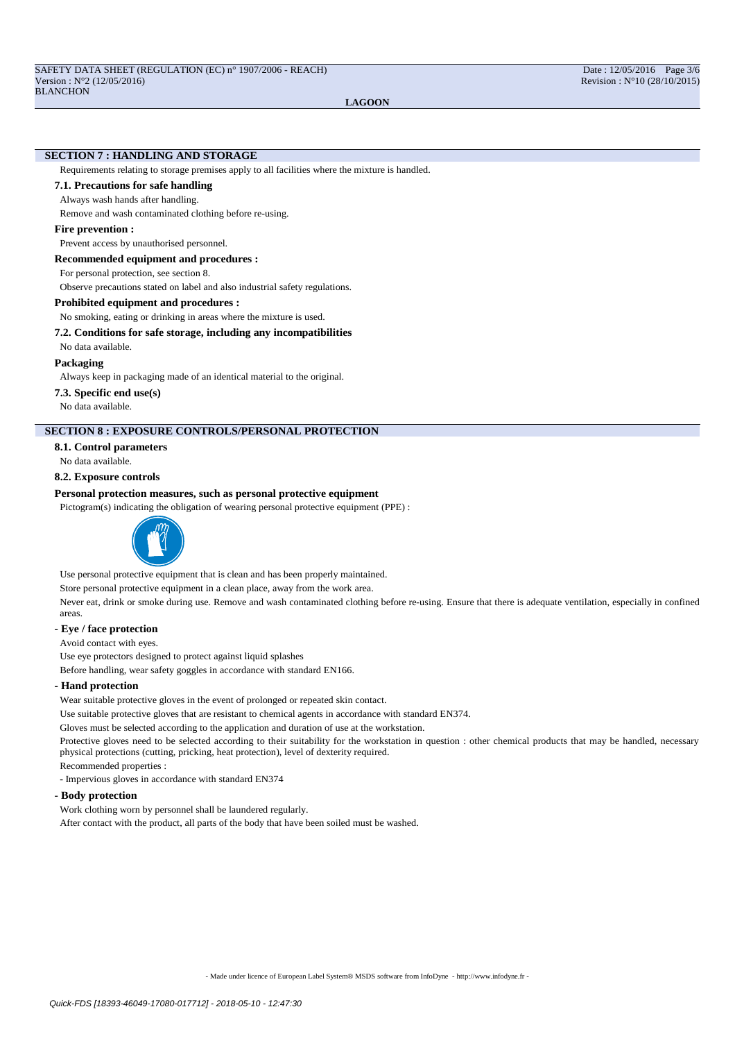## SECTION 7 : HANDLING AND STORAGE

Requirements relating to storage premises apply to all facilities where the mixture is handled.

### 7.1. Precautions for safe handling

Always wash hands after handling.

Remove and wash contaminated clothing before re-using.

**Fire prevention :**

Prevent access by unauthorised personnel.

**Recommended equipment and procedures :**

For personal protection, see section 8.

Observe precautions stated on label and also industrial safety regulations.

**Prohibited equipment and procedures :**

No smoking, eating or drinking in areas where the mixture is used.

### 7.2. Conditions for safe storage, including any incompatibilities

No data available.

**Packaging**

Always keep in packaging made of an identical material to the original.

### 7.3. Specific end use(s)

No data available.

## SECTION 8 : EXPOSURE CONTROLS/PERSONAL PROTECTION

### 8.1. Control parameters

No data available.

### 8.2. Exposure controls

**Personal protection measures, such as personal protective equipment**

Pictogram(s) indicating the obligation of wearing personal protective equipment (PPE) :

Use personal protective equipment that is clean and has been properly maintained.

Store personal protective equipment in a clean place, away from the work area.

Never eat, drink or smoke during use. Remove and wash contaminated clothing before re-using. Ensure that there is adequate ventilation, especially in confined areas.

**- Eye / face protection**

Avoid contact with eyes.

Use eye protectors designed to protect against liquid splashes

Before handling, wear safety goggles in accordance with standard EN166.

**- Hand protection**

Wear suitable protective gloves in the event of prolonged or repeated skin contact.

Use suitable protective gloves that are resistant to chemical agents in accordance with standard EN374.

Gloves must be selected according to the application and duration of use at the workstation.

Protective gloves need to be selected according to their suitability for the workstation in question : other chemical products that may be handled, necessary physical protections (cutting, pricking, heat protection), level of dexterity required.

Recommended properties :

- Impervious gloves in accordance with standard EN374

**- Body protection**

Work clothing worn by personnel shall be laundered regularly.

After contact with the product, all parts of the body that have been soiled must be washed.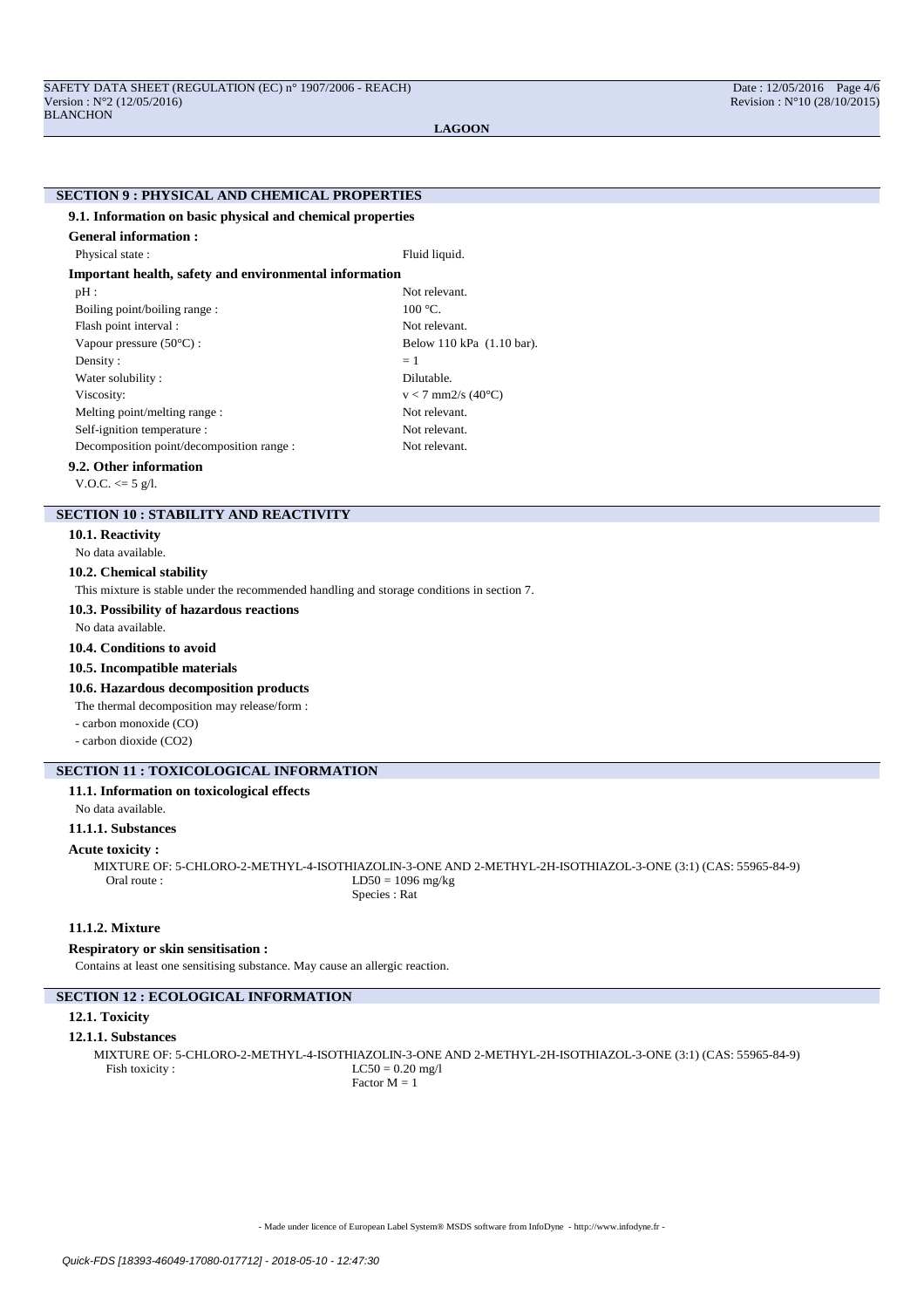## SECTION 9 : PHYSICAL AND CHEMICAL PROPERTIES

### 9.1. Information on basic physical and chemical properties

**General information :**

| | |
|---|---|
| Physical state : | Fluid liquid. |

**Important health, safety and environmental information**

| | |
|---|---|
| pH : | Not relevant. |
| Boiling point/boiling range : | 100 °C. |
| Flash point interval : | Not relevant. |
| Vapour pressure (50°C) : | Below 110 kPa (1.10 bar). |
| Density : | = 1 |
| Water solubility : | Dilutable. |
| Viscosity: | v < 7 mm2/s (40°C) |
| Melting point/melting range : | Not relevant. |
| Self-ignition temperature : | Not relevant. |
| Decomposition point/decomposition range : | Not relevant. |

### 9.2. Other information

V.O.C. <= 5 g/l.

## SECTION 10 : STABILITY AND REACTIVITY

### 10.1. Reactivity

No data available.

### 10.2. Chemical stability

This mixture is stable under the recommended handling and storage conditions in section 7.

### 10.3. Possibility of hazardous reactions

No data available.

### 10.4. Conditions to avoid

### 10.5. Incompatible materials

### 10.6. Hazardous decomposition products

The thermal decomposition may release/form :

- carbon monoxide (CO)
- carbon dioxide ($CO_2$)

## SECTION 11 : TOXICOLOGICAL INFORMATION

### 11.1. Information on toxicological effects

No data available.

#### 11.1.1. Substances

**Acute toxicity :**

MIXTURE OF: 5-CHLORO-2-METHYL-4-ISOTHIAZOLIN-3-ONE AND 2-METHYL-2H-ISOTHIAZOL-3-ONE (3:1) (CAS: 55965-84-9)

| | |
|---|---|
| Oral route : | LD50 = 1096 mg/kg<br>Species : Rat |

#### 11.1.2. Mixture

**Respiratory or skin sensitisation :**

Contains at least one sensitising substance. May cause an allergic reaction.

## SECTION 12 : ECOLOGICAL INFORMATION

### 12.1. Toxicity

#### 12.1.1. Substances

MIXTURE OF: 5-CHLORO-2-METHYL-4-ISOTHIAZOLIN-3-ONE AND 2-METHYL-2H-ISOTHIAZOL-3-ONE (3:1) (CAS: 55965-84-9)

| | |
|---|---|
| Fish toxicity : | LC50 = 0.20 mg/l<br>Factor M = 1 |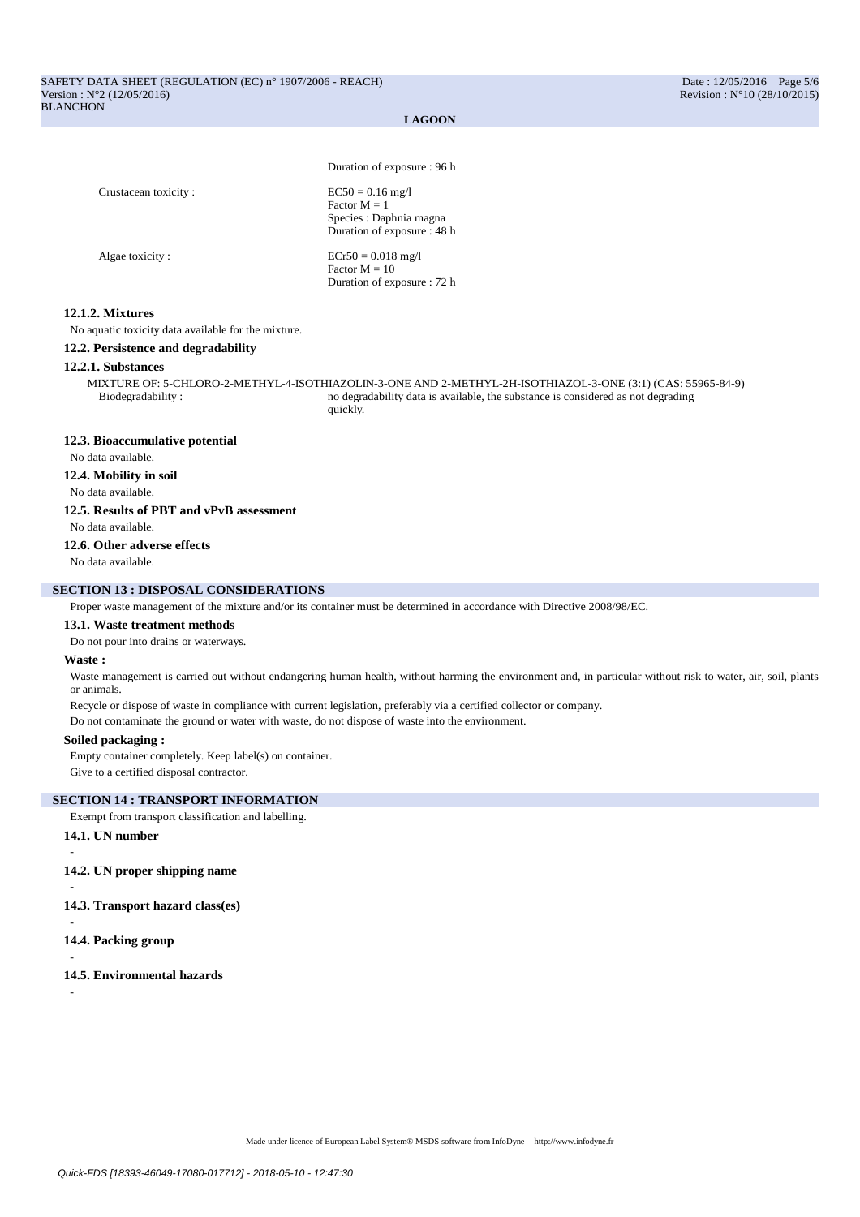Duration of exposure : 96 h

Crustacean toxicity :
$EC50 = 0.16$ mg/l
Factor M = 1
Species : Daphnia magna
Duration of exposure : 48 h

Algae toxicity :
$ECr50 = 0.018$ mg/l
Factor M = 10
Duration of exposure : 72 h

#### 12.1.2. Mixtures

No aquatic toxicity data available for the mixture.

### 12.2. Persistence and degradability

#### 12.2.1. Substances

MIXTURE OF: 5-CHLORO-2-METHYL-4-ISOTHIAZOLIN-3-ONE AND 2-METHYL-2H-ISOTHIAZOL-3-ONE (3:1) (CAS: 55965-84-9)

Biodegradability : no degradability data is available, the substance is considered as not degrading quickly.

### 12.3. Bioaccumulative potential

No data available.

### 12.4. Mobility in soil

No data available.

### 12.5. Results of PBT and vPvB assessment

No data available.

### 12.6. Other adverse effects

No data available.

## SECTION 13 : DISPOSAL CONSIDERATIONS

Proper waste management of the mixture and/or its container must be determined in accordance with Directive 2008/98/EC.

### 13.1. Waste treatment methods

Do not pour into drains or waterways.

**Waste :**

Waste management is carried out without endangering human health, without harming the environment and, in particular without risk to water, air, soil, plants or animals.

Recycle or dispose of waste in compliance with current legislation, preferably via a certified collector or company.

Do not contaminate the ground or water with waste, do not dispose of waste into the environment.

**Soiled packaging :**

Empty container completely. Keep label(s) on container.

Give to a certified disposal contractor.

## SECTION 14 : TRANSPORT INFORMATION

Exempt from transport classification and labelling.

### 14.1. UN number

-

### 14.2. UN proper shipping name

-

### 14.3. Transport hazard class(es)

-

### 14.4. Packing group

-

### 14.5. Environmental hazards

-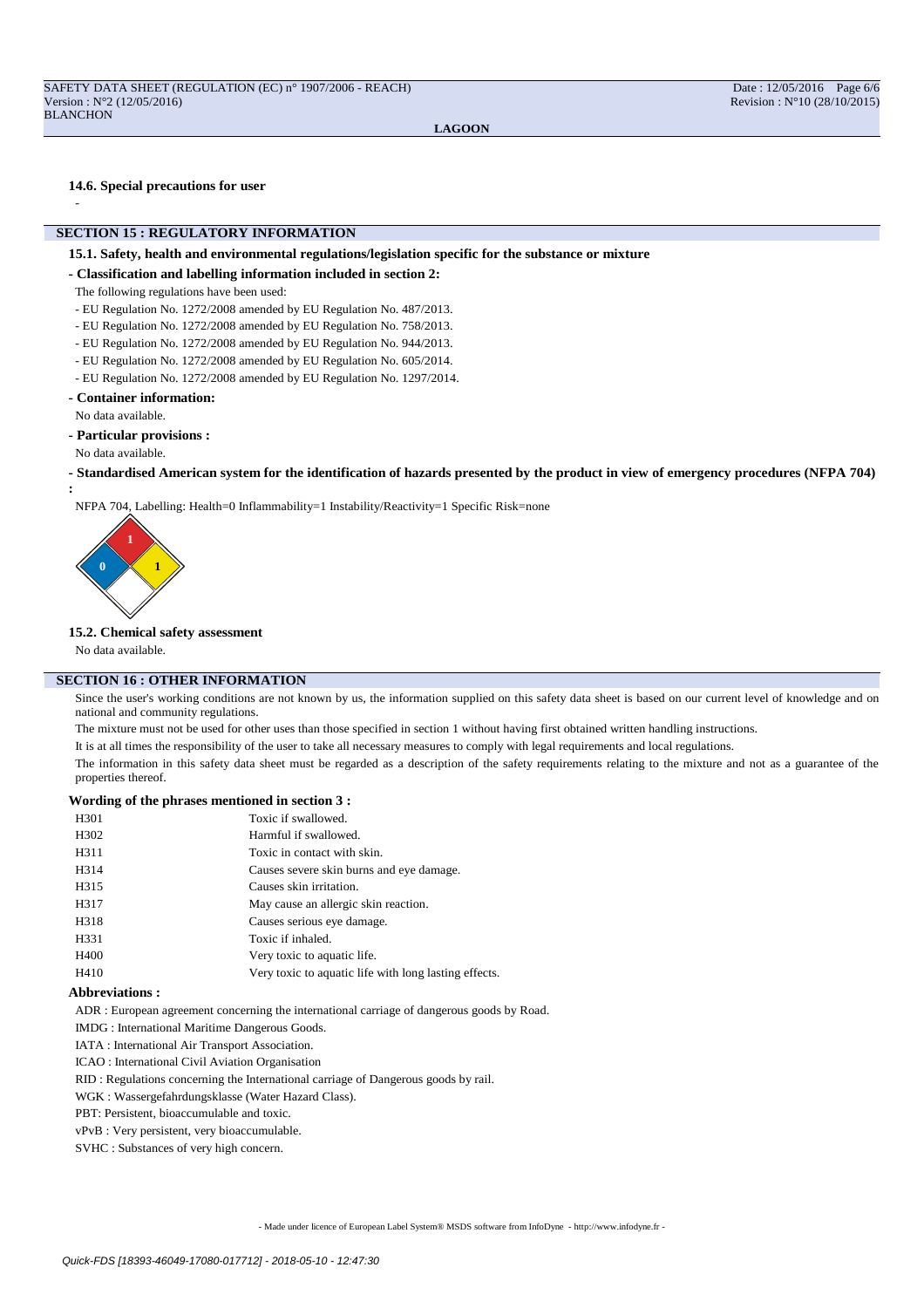### 14.6. Special precautions for user

-

## SECTION 15 : REGULATORY INFORMATION

### 15.1. Safety, health and environmental regulations/legislation specific for the substance or mixture

**- Classification and labelling information included in section 2:**

The following regulations have been used:

- EU Regulation No. 1272/2008 amended by EU Regulation No. 487/2013.
- EU Regulation No. 1272/2008 amended by EU Regulation No. 758/2013.
- EU Regulation No. 1272/2008 amended by EU Regulation No. 944/2013.
- EU Regulation No. 1272/2008 amended by EU Regulation No. 605/2014.
- EU Regulation No. 1272/2008 amended by EU Regulation No. 1297/2014.

**- Container information:**

No data available.

**- Particular provisions :**

No data available.

**- Standardised American system for the identification of hazards presented by the product in view of emergency procedures (NFPA 704) :**

NFPA 704, Labelling: Health=0 Inflammability=1 Instability/Reactivity=1 Specific Risk=none

1

0

1

### 15.2. Chemical safety assessment

No data available.

## SECTION 16 : OTHER INFORMATION

Since the user's working conditions are not known by us, the information supplied on this safety data sheet is based on our current level of knowledge and on national and community regulations.

The mixture must not be used for other uses than those specified in section 1 without having first obtained written handling instructions.

It is at all times the responsibility of the user to take all necessary measures to comply with legal requirements and local regulations.

The information in this safety data sheet must be regarded as a description of the safety requirements relating to the mixture and not as a guarantee of the properties thereof.

**Wording of the phrases mentioned in section 3 :**

| | |
|---|---|
| H301 | Toxic if swallowed. |
| H302 | Harmful if swallowed. |
| H311 | Toxic in contact with skin. |
| H314 | Causes severe skin burns and eye damage. |
| H315 | Causes skin irritation. |
| H317 | May cause an allergic skin reaction. |
| H318 | Causes serious eye damage. |
| H331 | Toxic if inhaled. |
| H400 | Very toxic to aquatic life. |
| H410 | Very toxic to aquatic life with long lasting effects. |

**Abbreviations :**

ADR : European agreement concerning the international carriage of dangerous goods by Road.

IMDG : International Maritime Dangerous Goods.

IATA : International Air Transport Association.

ICAO : International Civil Aviation Organisation

RID : Regulations concerning the International carriage of Dangerous goods by rail.

WGK : Wassergefahrdungsklasse (Water Hazard Class).

PBT: Persistent, bioaccumulable and toxic.

vPvB : Very persistent, very bioaccumulable.

SVHC : Substances of very high concern.